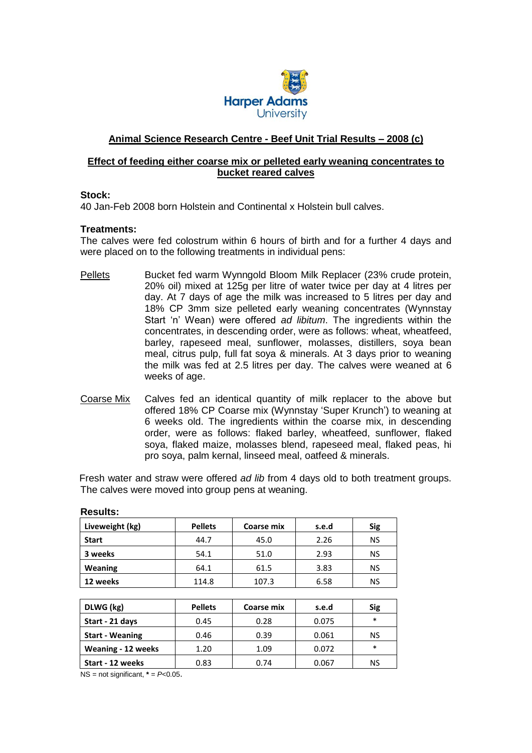Harper Adams University

# Animal Science Research Centre - Beef Unit Trial Results – 2008 (c)

## Effect of feeding either coarse mix or pelleted early weaning concentrates to bucket reared calves

**Stock:**

40 Jan-Feb 2008 born Holstein and Continental x Holstein bull calves.

**Treatments:**

The calves were fed colostrum within 6 hours of birth and for a further 4 days and were placed on to the following treatments in individual pens:

Pellets — Bucket fed warm Wynngold Bloom Milk Replacer (23% crude protein, 20% oil) mixed at 125g per litre of water twice per day at 4 litres per day. At 7 days of age the milk was increased to 5 litres per day and 18% CP 3mm size pelleted early weaning concentrates (Wynnstay Start 'n' Wean) were offered *ad libitum*. The ingredients within the concentrates, in descending order, were as follows: wheat, wheatfeed, barley, rapeseed meal, sunflower, molasses, distillers, soya bean meal, citrus pulp, full fat soya & minerals. At 3 days prior to weaning the milk was fed at 2.5 litres per day. The calves were weaned at 6 weeks of age.

Coarse Mix — Calves fed an identical quantity of milk replacer to the above but offered 18% CP Coarse mix (Wynnstay 'Super Krunch') to weaning at 6 weeks old. The ingredients within the coarse mix, in descending order, were as follows: flaked barley, wheatfeed, sunflower, flaked soya, flaked maize, molasses blend, rapeseed meal, flaked peas, hi pro soya, palm kernal, linseed meal, oatfeed & minerals.

Fresh water and straw were offered *ad lib* from 4 days old to both treatment groups. The calves were moved into group pens at weaning.

**Results:**

| Liveweight (kg) | Pellets | Coarse mix | s.e.d | Sig |
|---|---|---|---|---|
| Start | 44.7 | 45.0 | 2.26 | NS |
| 3 weeks | 54.1 | 51.0 | 2.93 | NS |
| Weaning | 64.1 | 61.5 | 3.83 | NS |
| 12 weeks | 114.8 | 107.3 | 6.58 | NS |

| DLWG (kg) | Pellets | Coarse mix | s.e.d | Sig |
|---|---|---|---|---|
| Start - 21 days | 0.45 | 0.28 | 0.075 | * |
| Start - Weaning | 0.46 | 0.39 | 0.061 | NS |
| Weaning - 12 weeks | 1.20 | 1.09 | 0.072 | * |
| Start - 12 weeks | 0.83 | 0.74 | 0.067 | NS |

NS = not significant, * = $P<0.05$.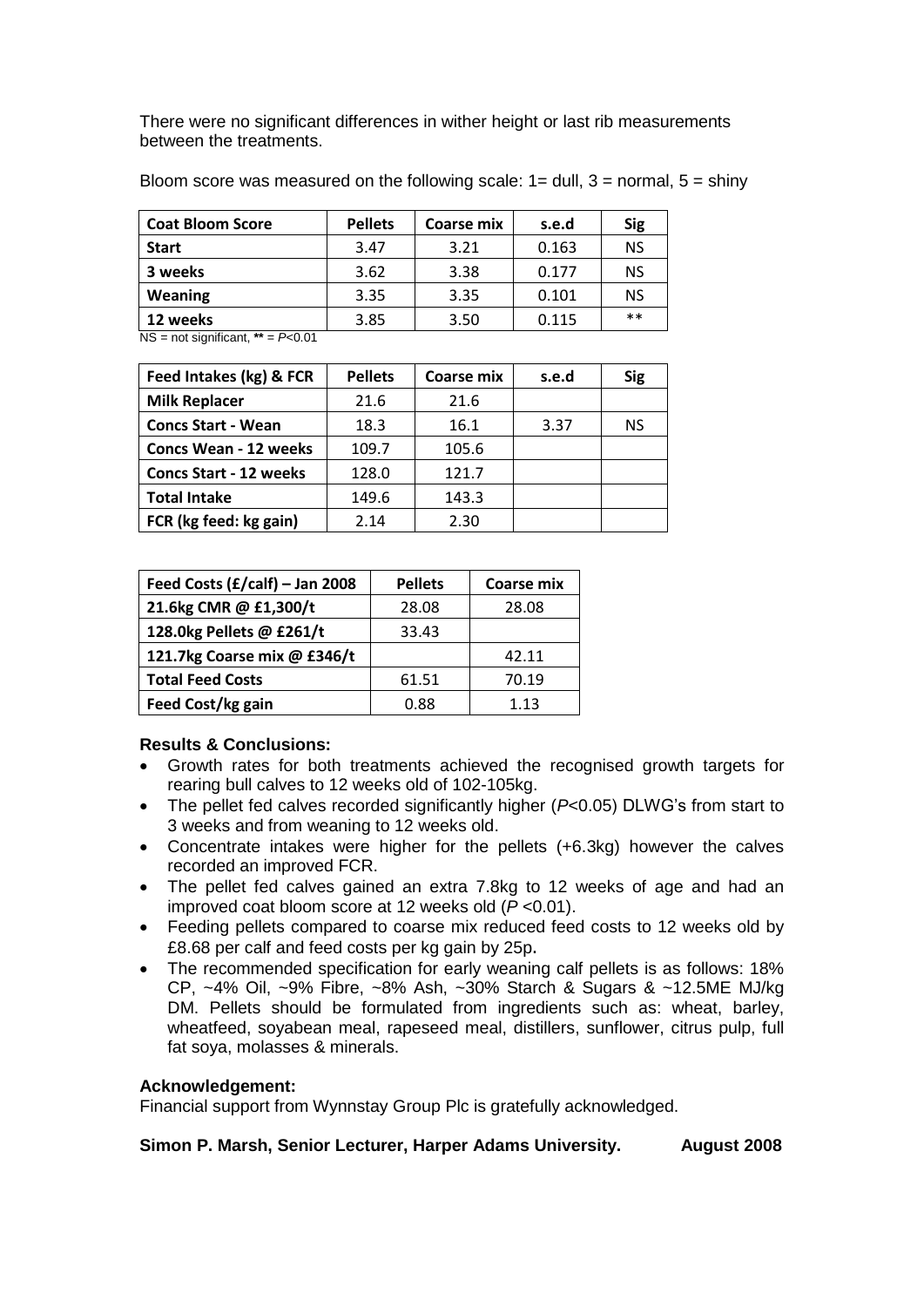There were no significant differences in wither height or last rib measurements between the treatments.

Bloom score was measured on the following scale: 1= dull, 3 = normal, 5 = shiny

| Coat Bloom Score | Pellets | Coarse mix | s.e.d | Sig |
|---|---|---|---|---|
| Start | 3.47 | 3.21 | 0.163 | NS |
| 3 weeks | 3.62 | 3.38 | 0.177 | NS |
| Weaning | 3.35 | 3.35 | 0.101 | NS |
| 12 weeks | 3.85 | 3.50 | 0.115 | ** |

NS = not significant, ** = $P$<0.01

| Feed Intakes (kg) & FCR | Pellets | Coarse mix | s.e.d | Sig |
|---|---|---|---|---|
| Milk Replacer | 21.6 | 21.6 | | |
| Concs Start - Wean | 18.3 | 16.1 | 3.37 | NS |
| Concs Wean - 12 weeks | 109.7 | 105.6 | | |
| Concs Start - 12 weeks | 128.0 | 121.7 | | |
| Total Intake | 149.6 | 143.3 | | |
| FCR (kg feed: kg gain) | 2.14 | 2.30 | | |

| Feed Costs (£/calf) – Jan 2008 | Pellets | Coarse mix |
|---|---|---|
| 21.6kg CMR @ £1,300/t | 28.08 | 28.08 |
| 128.0kg Pellets @ £261/t | 33.43 | |
| 121.7kg Coarse mix @ £346/t | | 42.11 |
| Total Feed Costs | 61.51 | 70.19 |
| Feed Cost/kg gain | 0.88 | 1.13 |

**Results & Conclusions:**

- Growth rates for both treatments achieved the recognised growth targets for rearing bull calves to 12 weeks old of 102-105kg.
- The pellet fed calves recorded significantly higher ($P$<0.05) DLWG's from start to 3 weeks and from weaning to 12 weeks old.
- Concentrate intakes were higher for the pellets (+6.3kg) however the calves recorded an improved FCR.
- The pellet fed calves gained an extra 7.8kg to 12 weeks of age and had an improved coat bloom score at 12 weeks old ($P$ <0.01).
- Feeding pellets compared to coarse mix reduced feed costs to 12 weeks old by £8.68 per calf and feed costs per kg gain by 25p.
- The recommended specification for early weaning calf pellets is as follows: 18% CP, ~4% Oil, ~9% Fibre, ~8% Ash, ~30% Starch & Sugars & ~12.5ME MJ/kg DM. Pellets should be formulated from ingredients such as: wheat, barley, wheatfeed, soyabean meal, rapeseed meal, distillers, sunflower, citrus pulp, full fat soya, molasses & minerals.

**Acknowledgement:**

Financial support from Wynnstay Group Plc is gratefully acknowledged.

**Simon P. Marsh, Senior Lecturer, Harper Adams University. August 2008**